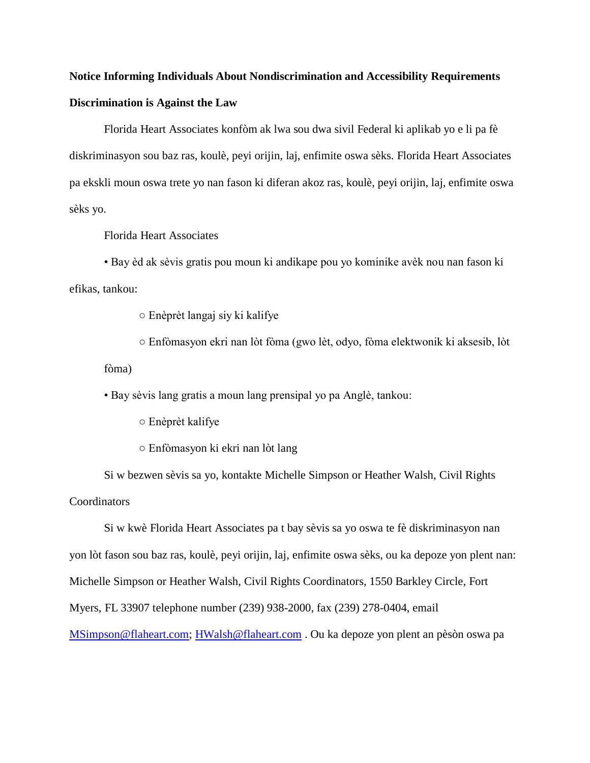**Notice Informing Individuals About Nondiscrimination and Accessibility Requirements**

**Discrimination is Against the Law**

Florida Heart Associates konfòm ak lwa sou dwa sivil Federal ki aplikab yo e li pa fè diskriminasyon sou baz ras, koulè, peyi orijin, laj, enfimite oswa sèks. Florida Heart Associates pa ekskli moun oswa trete yo nan fason ki diferan akoz ras, koulè, peyi orijin, laj, enfimite oswa sèks yo.

Florida Heart Associates

- Bay èd ak sèvis gratis pou moun ki andikape pou yo kominike avèk nou nan fason ki efikas, tankou:
  - Enèprèt langaj siy ki kalifye
  - Enfòmasyon ekri nan lòt fòma (gwo lèt, odyo, fòma elektwonik ki aksesib, lòt fòma)
- Bay sèvis lang gratis a moun lang prensipal yo pa Anglè, tankou:
  - Enèprèt kalifye
  - Enfòmasyon ki ekri nan lòt lang

Si w bezwen sèvis sa yo, kontakte Michelle Simpson or Heather Walsh, Civil Rights Coordinators

Si w kwè Florida Heart Associates pa t bay sèvis sa yo oswa te fè diskriminasyon nan yon lòt fason sou baz ras, koulè, peyi orijin, laj, enfimite oswa sèks, ou ka depoze yon plent nan: Michelle Simpson or Heather Walsh, Civil Rights Coordinators, 1550 Barkley Circle, Fort Myers, FL 33907 telephone number (239) 938-2000, fax (239) 278-0404, email MSimpson@flaheart.com; HWalsh@flaheart.com . Ou ka depoze yon plent an pèsòn oswa pa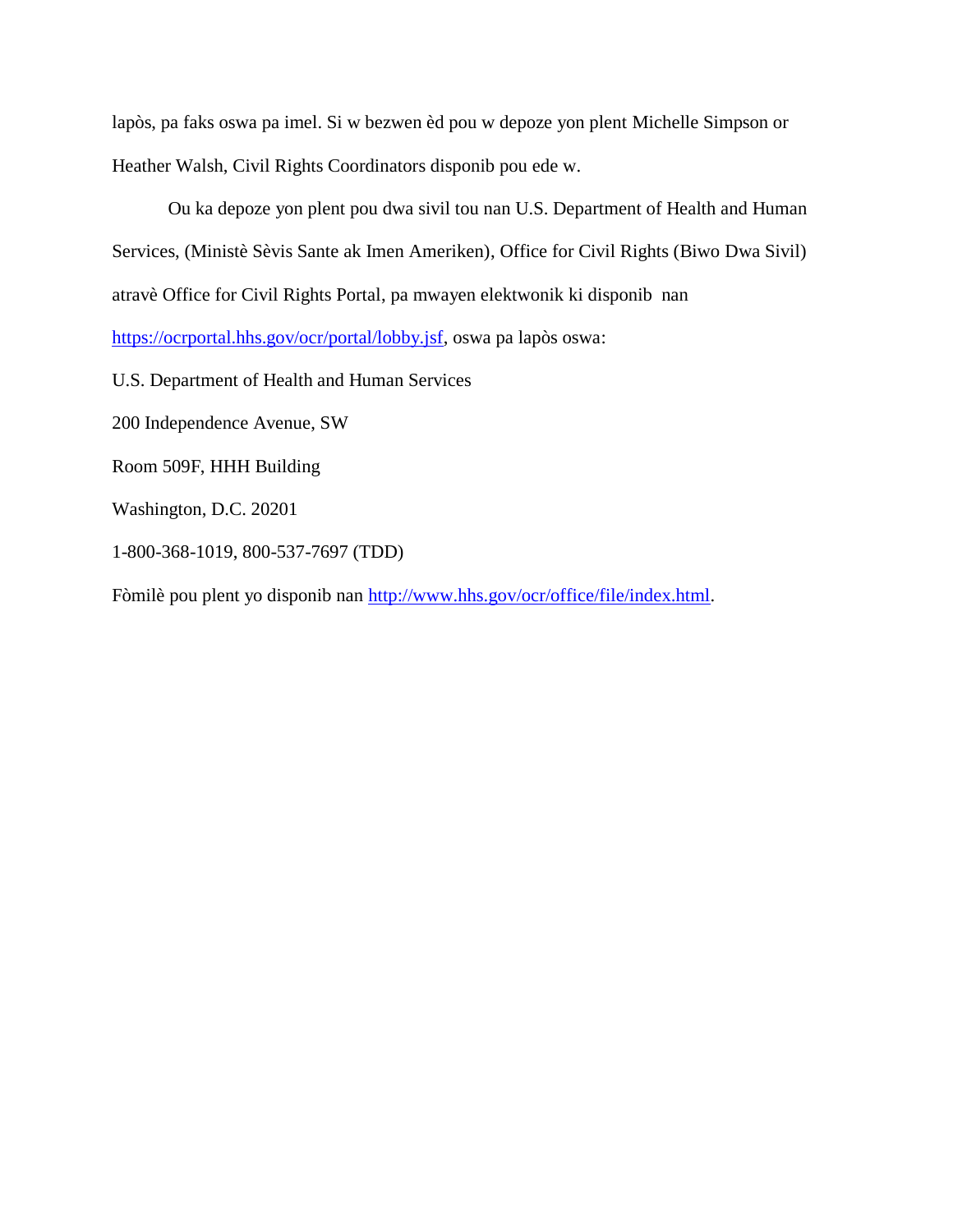lapòs, pa faks oswa pa imel. Si w bezwen èd pou w depoze yon plent Michelle Simpson or Heather Walsh, Civil Rights Coordinators disponib pou ede w.

Ou ka depoze yon plent pou dwa sivil tou nan U.S. Department of Health and Human Services, (Ministè Sèvis Sante ak Imen Ameriken), Office for Civil Rights (Biwo Dwa Sivil) atravè Office for Civil Rights Portal, pa mwayen elektwonik ki disponib nan https://ocrportal.hhs.gov/ocr/portal/lobby.jsf, oswa pa lapòs oswa:

U.S. Department of Health and Human Services

200 Independence Avenue, SW

Room 509F, HHH Building

Washington, D.C. 20201

1-800-368-1019, 800-537-7697 (TDD)

Fòmilè pou plent yo disponib nan http://www.hhs.gov/ocr/office/file/index.html.